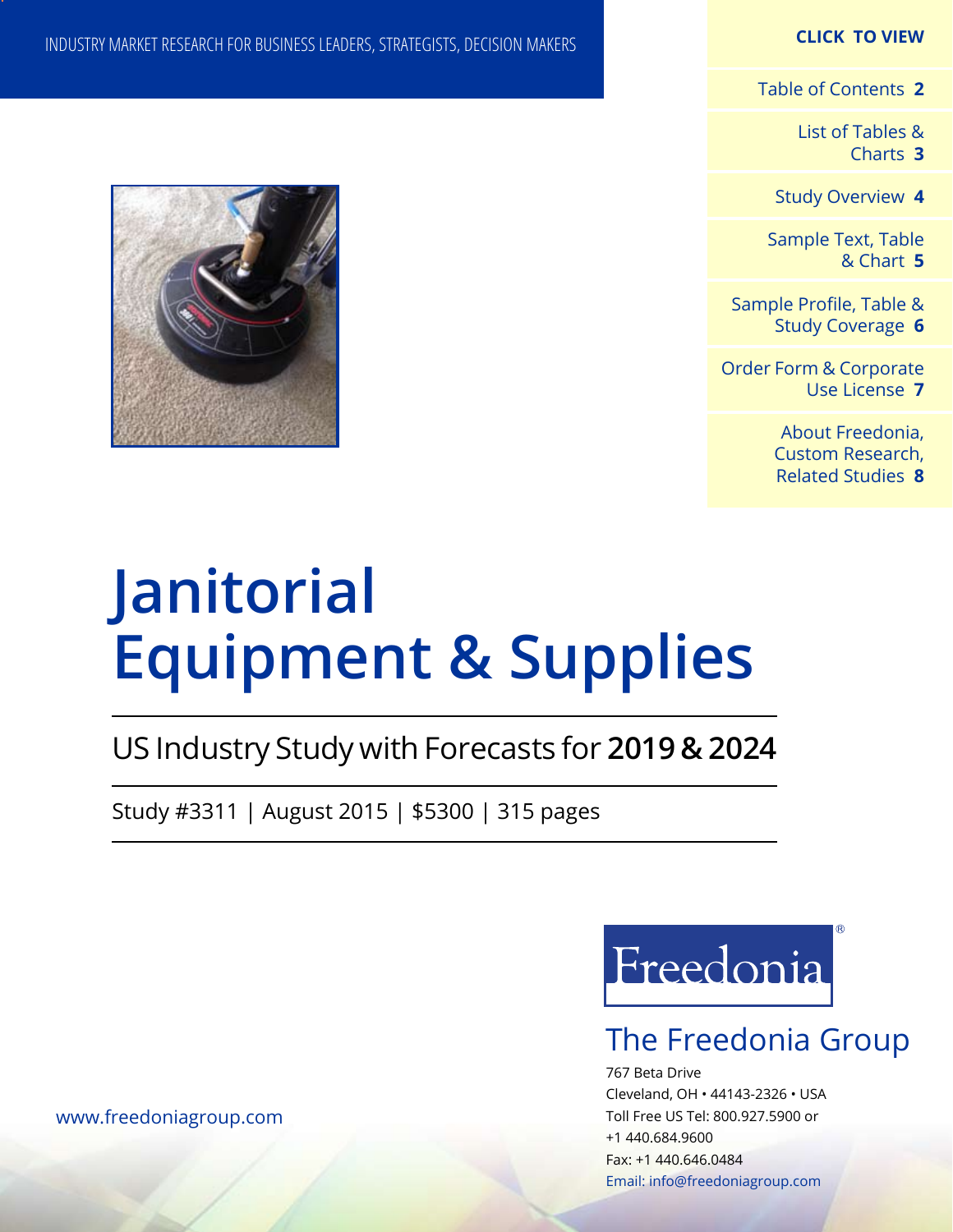INDUSTRY MARKET RESEARCH FOR BUSINESS LEADERS, STRATEGISTS, DECISION MAKERS

**CLICK TO VIEW**

- Table of Contents **2**
- List of Tables & Charts **3**
- Study Overview **4**
- Sample Text, Table & Chart **5**
- Sample Profile, Table & Study Coverage **6**
- Order Form & Corporate Use License **7**
- About Freedonia, Custom Research, Related Studies **8**

# Janitorial Equipment & Supplies

## US Industry Study with Forecasts for **2019 & 2024**

Study #3311 | August 2015 | $5300 | 315 pages

Freedonia®

The Freedonia Group

767 Beta Drive
Cleveland, OH • 44143-2326 • USA
Toll Free US Tel: 800.927.5900 or
+1 440.684.9600
Fax: +1 440.646.0484
Email: info@freedoniagroup.com

www.freedoniagroup.com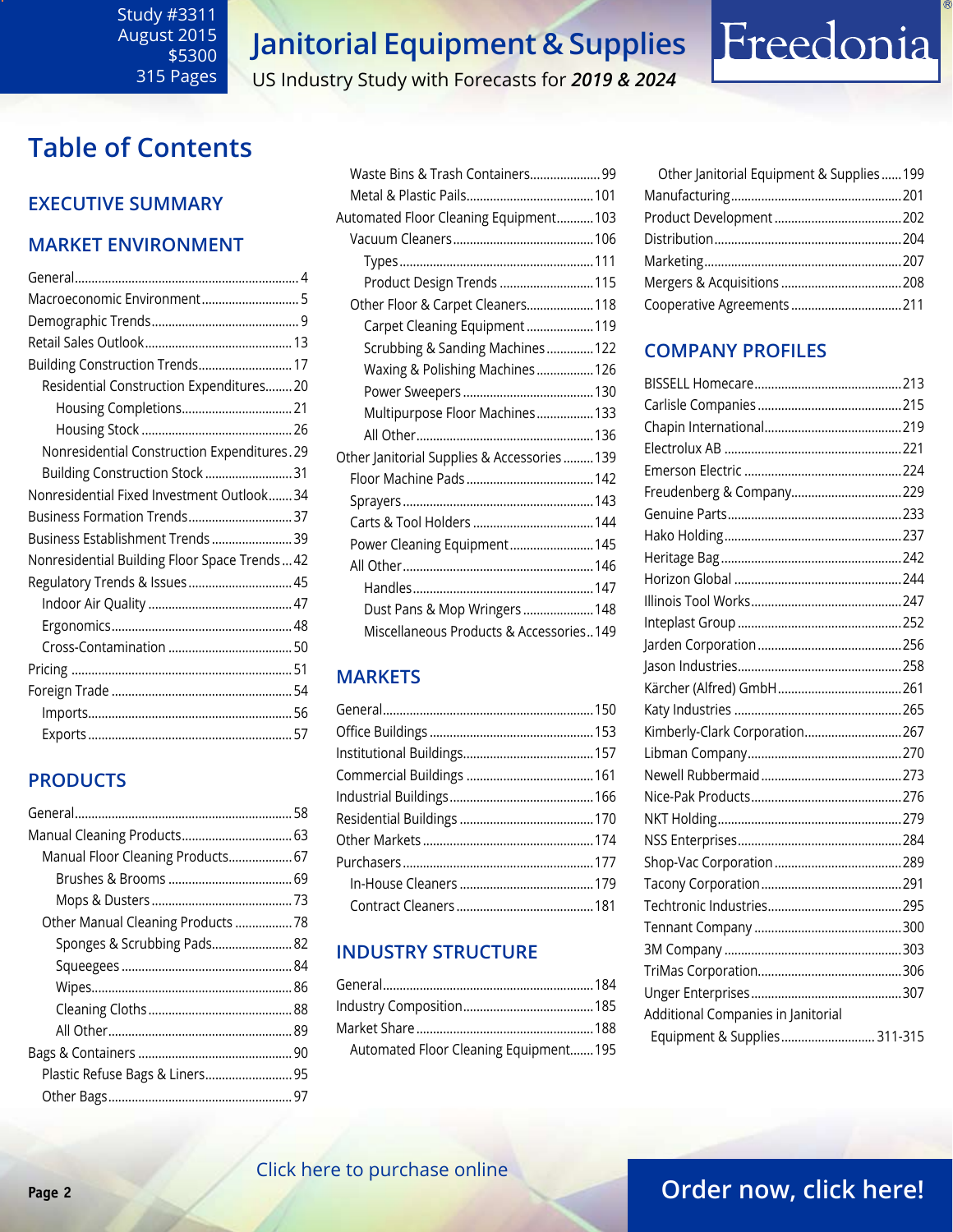Study #3311
August 2015
$5300
315 Pages

# Janitorial Equipment & Supplies

US Industry Study with Forecasts for *2019 & 2024*

## Table of Contents

### EXECUTIVE SUMMARY

### MARKET ENVIRONMENT

- General ... 4
- Macroeconomic Environment ... 5
- Demographic Trends ... 9
- Retail Sales Outlook ... 13
- Building Construction Trends ... 17
  - Residential Construction Expenditures ... 20
    - Housing Completions ... 21
    - Housing Stock ... 26
  - Nonresidential Construction Expenditures ... 29
  - Building Construction Stock ... 31
- Nonresidential Fixed Investment Outlook ... 34
- Business Formation Trends ... 37
- Business Establishment Trends ... 39
- Nonresidential Building Floor Space Trends ... 42
- Regulatory Trends & Issues ... 45
  - Indoor Air Quality ... 47
  - Ergonomics ... 48
  - Cross-Contamination ... 50
- Pricing ... 51
- Foreign Trade ... 54
  - Imports ... 56
  - Exports ... 57

### PRODUCTS

- General ... 58
- Manual Cleaning Products ... 63
  - Manual Floor Cleaning Products ... 67
    - Brushes & Brooms ... 69
    - Mops & Dusters ... 73
  - Other Manual Cleaning Products ... 78
    - Sponges & Scrubbing Pads ... 82
    - Squeegees ... 84
    - Wipes ... 86
    - Cleaning Cloths ... 88
    - All Other ... 89
- Bags & Containers ... 90
  - Plastic Refuse Bags & Liners ... 95
  - Other Bags ... 97
  - Waste Bins & Trash Containers ... 99
  - Metal & Plastic Pails ... 101
- Automated Floor Cleaning Equipment ... 103
  - Vacuum Cleaners ... 106
    - Types ... 111
    - Product Design Trends ... 115
  - Other Floor & Carpet Cleaners ... 118
    - Carpet Cleaning Equipment ... 119
    - Scrubbing & Sanding Machines ... 122
    - Waxing & Polishing Machines ... 126
    - Power Sweepers ... 130
    - Multipurpose Floor Machines ... 133
    - All Other ... 136
- Other Janitorial Supplies & Accessories ... 139
  - Floor Machine Pads ... 142
  - Sprayers ... 143
  - Carts & Tool Holders ... 144
  - Power Cleaning Equipment ... 145
  - All Other ... 146
    - Handles ... 147
    - Dust Pans & Mop Wringers ... 148
    - Miscellaneous Products & Accessories ... 149

### MARKETS

- General ... 150
- Office Buildings ... 153
- Institutional Buildings ... 157
- Commercial Buildings ... 161
- Industrial Buildings ... 166
- Residential Buildings ... 170
- Other Markets ... 174
- Purchasers ... 177
  - In-House Cleaners ... 179
  - Contract Cleaners ... 181

### INDUSTRY STRUCTURE

- General ... 184
- Industry Composition ... 185
- Market Share ... 188
  - Automated Floor Cleaning Equipment ... 195
  - Other Janitorial Equipment & Supplies ... 199
- Manufacturing ... 201
- Product Development ... 202
- Distribution ... 204
- Marketing ... 207
- Mergers & Acquisitions ... 208
- Cooperative Agreements ... 211

### COMPANY PROFILES

- BISSELL Homecare ... 213
- Carlisle Companies ... 215
- Chapin International ... 219
- Electrolux AB ... 221
- Emerson Electric ... 224
- Freudenberg & Company ... 229
- Genuine Parts ... 233
- Hako Holding ... 237
- Heritage Bag ... 242
- Horizon Global ... 244
- Illinois Tool Works ... 247
- Inteplast Group ... 252
- Jarden Corporation ... 256
- Jason Industries ... 258
- Kärcher (Alfred) GmbH ... 261
- Katy Industries ... 265
- Kimberly-Clark Corporation ... 267
- Libman Company ... 270
- Newell Rubbermaid ... 273
- Nice-Pak Products ... 276
- NKT Holding ... 279
- NSS Enterprises ... 284
- Shop-Vac Corporation ... 289
- Tacony Corporation ... 291
- Techtronic Industries ... 295
- Tennant Company ... 300
- 3M Company ... 303
- TriMas Corporation ... 306
- Unger Enterprises ... 307
- Additional Companies in Janitorial Equipment & Supplies ... 311-315

Click here to purchase online

Order now, click here!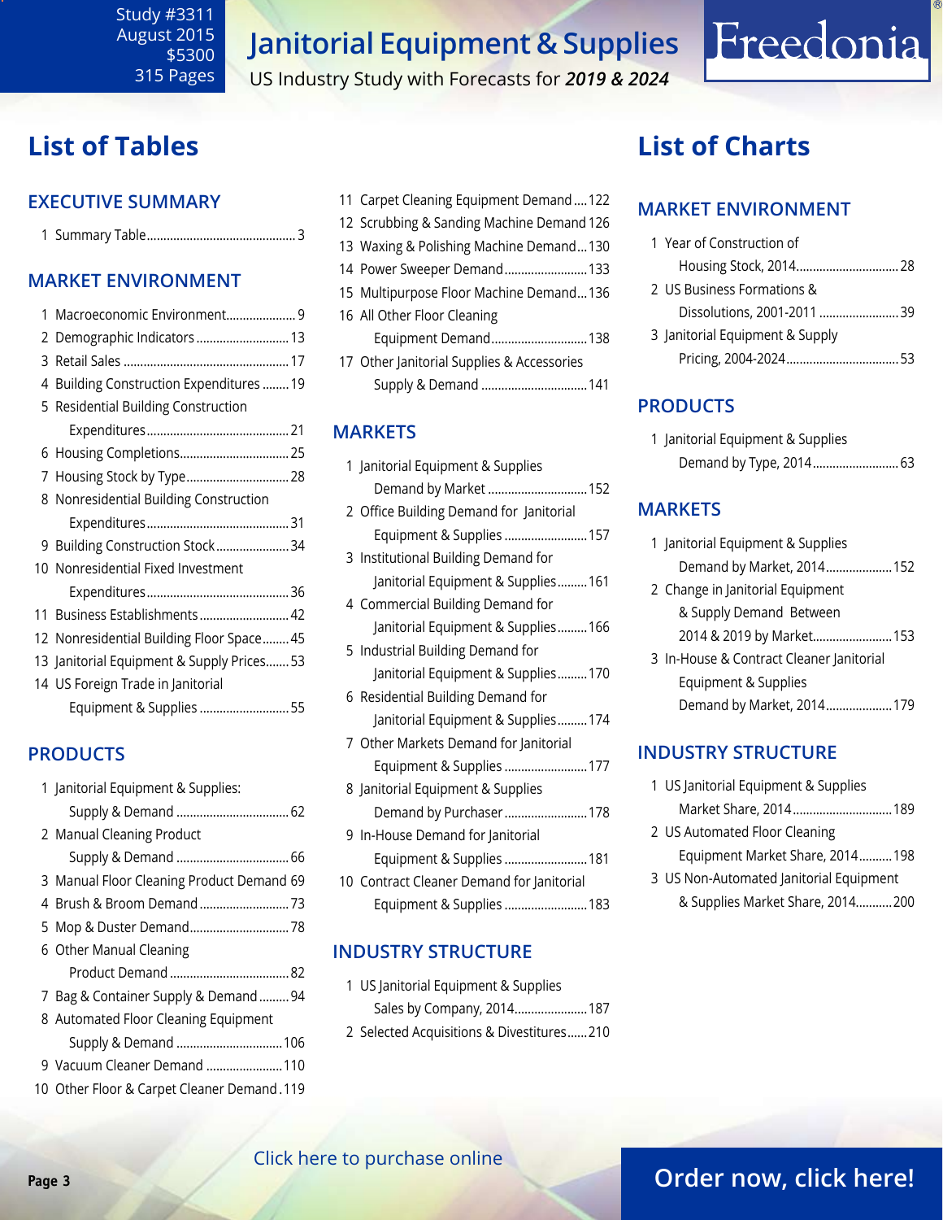Study #3311
August 2015
$5300
315 Pages

# Janitorial Equipment & Supplies

US Industry Study with Forecasts for *2019 & 2024*

Freedonia

## List of Tables

### EXECUTIVE SUMMARY

1 Summary Table....3

### MARKET ENVIRONMENT

1 Macroeconomic Environment....9
2 Demographic Indicators....13
3 Retail Sales....17
4 Building Construction Expenditures....19
5 Residential Building Construction Expenditures....21
6 Housing Completions....25
7 Housing Stock by Type....28
8 Nonresidential Building Construction Expenditures....31
9 Building Construction Stock....34
10 Nonresidential Fixed Investment Expenditures....36
11 Business Establishments....42
12 Nonresidential Building Floor Space....45
13 Janitorial Equipment & Supply Prices....53
14 US Foreign Trade in Janitorial Equipment & Supplies....55

### PRODUCTS

1 Janitorial Equipment & Supplies: Supply & Demand....62
2 Manual Cleaning Product Supply & Demand....66
3 Manual Floor Cleaning Product Demand....69
4 Brush & Broom Demand....73
5 Mop & Duster Demand....78
6 Other Manual Cleaning Product Demand....82
7 Bag & Container Supply & Demand....94
8 Automated Floor Cleaning Equipment Supply & Demand....106
9 Vacuum Cleaner Demand....110
10 Other Floor & Carpet Cleaner Demand....119
11 Carpet Cleaning Equipment Demand....122
12 Scrubbing & Sanding Machine Demand....126
13 Waxing & Polishing Machine Demand....130
14 Power Sweeper Demand....133
15 Multipurpose Floor Machine Demand....136
16 All Other Floor Cleaning Equipment Demand....138
17 Other Janitorial Supplies & Accessories Supply & Demand....141

### MARKETS

1 Janitorial Equipment & Supplies Demand by Market....152
2 Office Building Demand for Janitorial Equipment & Supplies....157
3 Institutional Building Demand for Janitorial Equipment & Supplies....161
4 Commercial Building Demand for Janitorial Equipment & Supplies....166
5 Industrial Building Demand for Janitorial Equipment & Supplies....170
6 Residential Building Demand for Janitorial Equipment & Supplies....174
7 Other Markets Demand for Janitorial Equipment & Supplies....177
8 Janitorial Equipment & Supplies Demand by Purchaser....178
9 In-House Demand for Janitorial Equipment & Supplies....181
10 Contract Cleaner Demand for Janitorial Equipment & Supplies....183

### INDUSTRY STRUCTURE

1 US Janitorial Equipment & Supplies Sales by Company, 2014....187
2 Selected Acquisitions & Divestitures....210

## List of Charts

### MARKET ENVIRONMENT

1 Year of Construction of Housing Stock, 2014....28
2 US Business Formations & Dissolutions, 2001-2011....39
3 Janitorial Equipment & Supply Pricing, 2004-2024....53

### PRODUCTS

1 Janitorial Equipment & Supplies Demand by Type, 2014....63

### MARKETS

1 Janitorial Equipment & Supplies Demand by Market, 2014....152
2 Change in Janitorial Equipment & Supply Demand Between 2014 & 2019 by Market....153
3 In-House & Contract Cleaner Janitorial Equipment & Supplies Demand by Market, 2014....179

### INDUSTRY STRUCTURE

1 US Janitorial Equipment & Supplies Market Share, 2014....189
2 US Automated Floor Cleaning Equipment Market Share, 2014....198
3 US Non-Automated Janitorial Equipment & Supplies Market Share, 2014....200

Click here to purchase online

Order now, click here!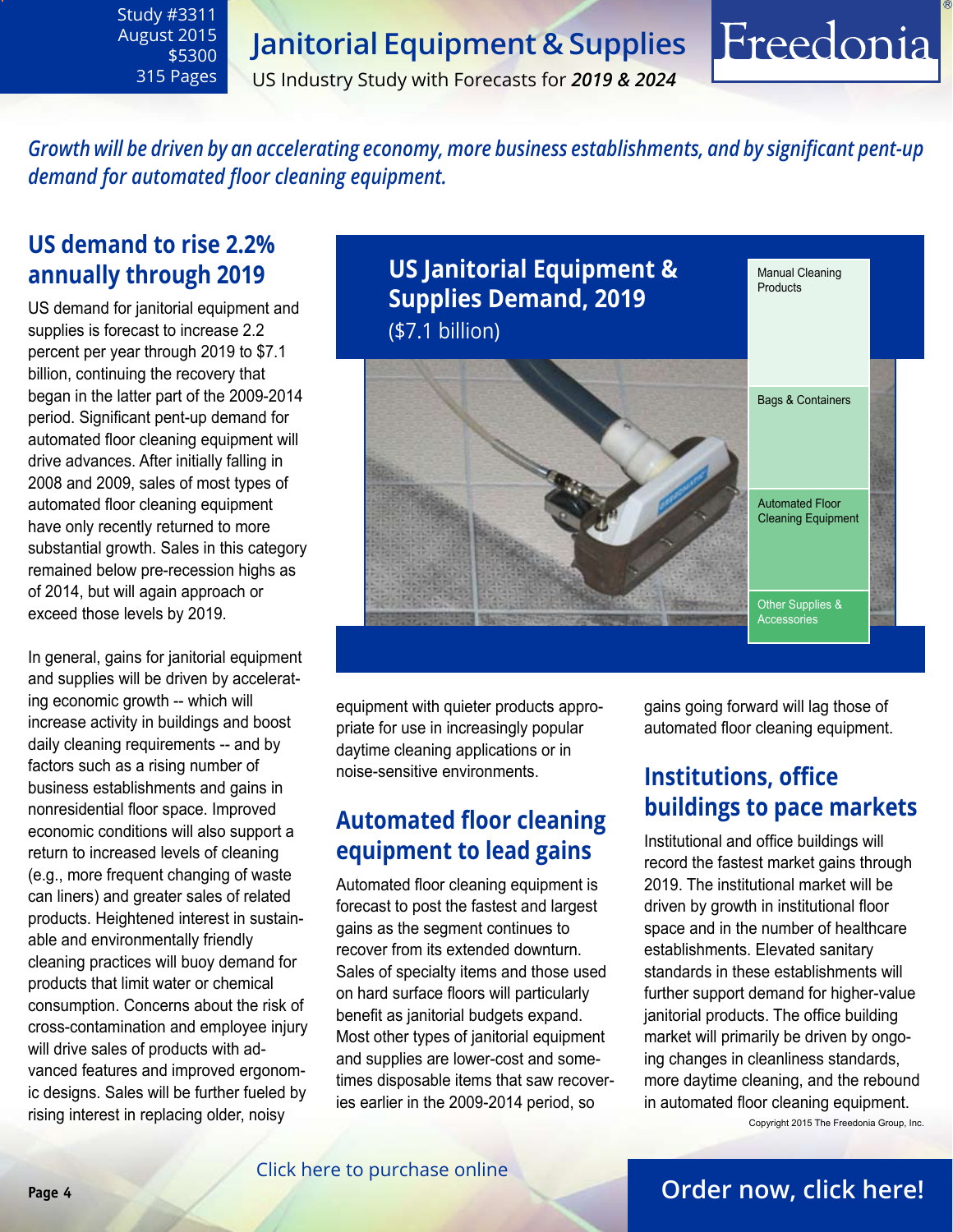Study #3311
August 2015
$5300
315 Pages

# Janitorial Equipment & Supplies

US Industry Study with Forecasts for ***2019 & 2024***

***Growth will be driven by an accelerating economy, more business establishments, and by significant pent-up demand for automated floor cleaning equipment.***

## US demand to rise 2.2% annually through 2019

US demand for janitorial equipment and supplies is forecast to increase 2.2 percent per year through 2019 to $7.1 billion, continuing the recovery that began in the latter part of the 2009-2014 period. Significant pent-up demand for automated floor cleaning equipment will drive advances. After initially falling in 2008 and 2009, sales of most types of automated floor cleaning equipment have only recently returned to more substantial growth. Sales in this category remained below pre-recession highs as of 2014, but will again approach or exceed those levels by 2019.

In general, gains for janitorial equipment and supplies will be driven by accelerating economic growth -- which will increase activity in buildings and boost daily cleaning requirements -- and by factors such as a rising number of business establishments and gains in nonresidential floor space. Improved economic conditions will also support a return to increased levels of cleaning (e.g., more frequent changing of waste can liners) and greater sales of related products. Heightened interest in sustainable and environmentally friendly cleaning practices will buoy demand for products that limit water or chemical consumption. Concerns about the risk of cross-contamination and employee injury will drive sales of products with advanced features and improved ergonomic designs. Sales will be further fueled by rising interest in replacing older, noisy equipment with quieter products appropriate for use in increasingly popular daytime cleaning applications or in noise-sensitive environments.

**US Janitorial Equipment & Supplies Demand, 2019**
($7.1 billion)

- Manual Cleaning Products
- Bags & Containers
- Automated Floor Cleaning Equipment
- Other Supplies & Accessories

## Automated floor cleaning equipment to lead gains

Automated floor cleaning equipment is forecast to post the fastest and largest gains as the segment continues to recover from its extended downturn. Sales of specialty items and those used on hard surface floors will particularly benefit as janitorial budgets expand. Most other types of janitorial equipment and supplies are lower-cost and sometimes disposable items that saw recoveries earlier in the 2009-2014 period, so gains going forward will lag those of automated floor cleaning equipment.

## Institutions, office buildings to pace markets

Institutional and office buildings will record the fastest market gains through 2019. The institutional market will be driven by growth in institutional floor space and in the number of healthcare establishments. Elevated sanitary standards in these establishments will further support demand for higher-value janitorial products. The office building market will primarily be driven by ongoing changes in cleanliness standards, more daytime cleaning, and the rebound in automated floor cleaning equipment.

Copyright 2015 The Freedonia Group, Inc.

Click here to purchase online

Order now, click here!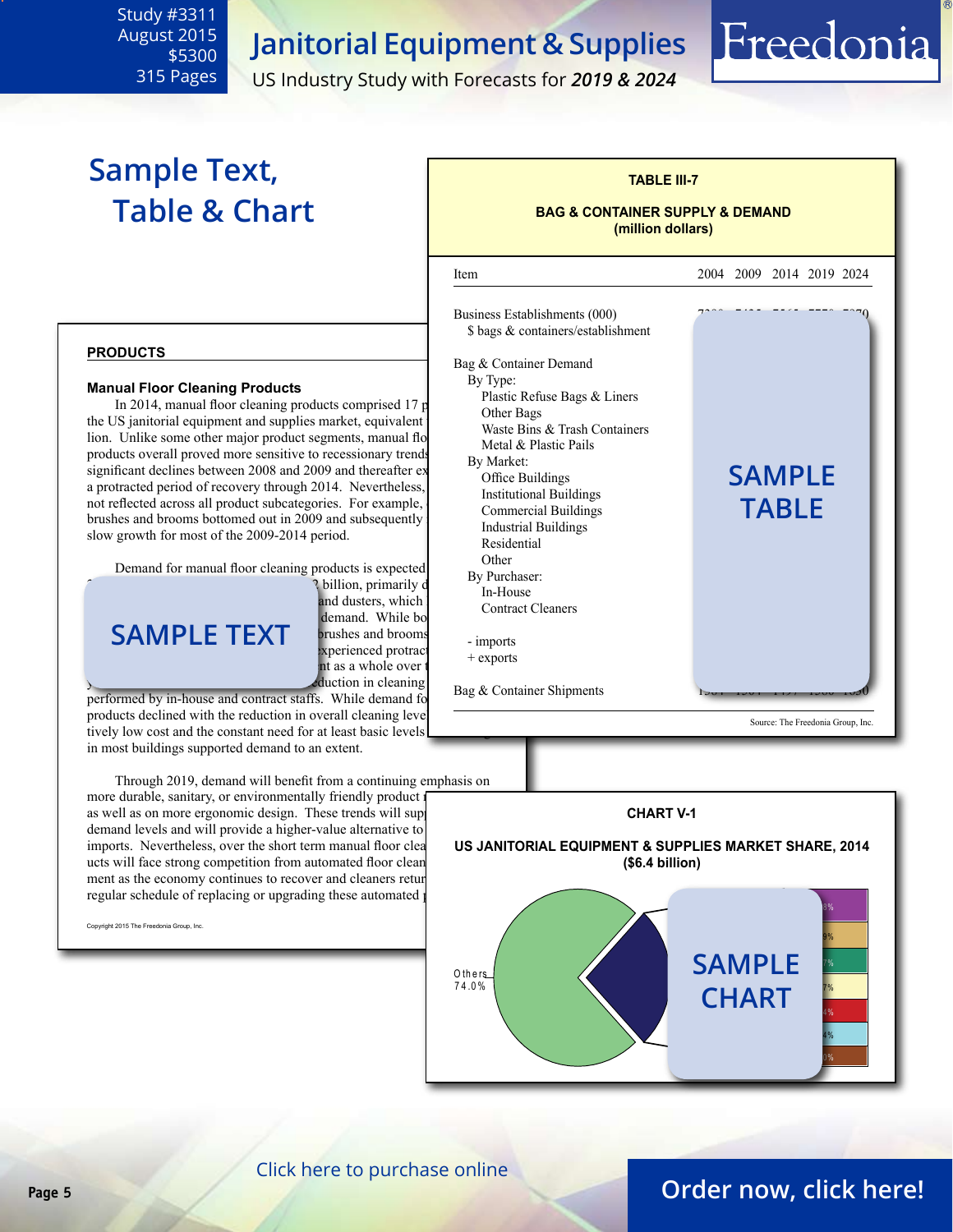Study #3311
August 2015
$5300
315 Pages

# Janitorial Equipment & Supplies

US Industry Study with Forecasts for *2019 & 2024*

## Sample Text, Table & Chart

**TABLE III-7**

**BAG & CONTAINER SUPPLY & DEMAND (million dollars)**

| Item | 2004 | 2009 | 2014 | 2019 | 2024 |
|---|---|---|---|---|---|
| Business Establishments (000) | | | | | |
| $ bags & containers/establishment | | | | | |
| Bag & Container Demand | | | | | |
| By Type: | | | | | |
| Plastic Refuse Bags & Liners | | | | | |
| Other Bags | | | | | |
| Waste Bins & Trash Containers | | | | | |
| Metal & Plastic Pails | | | | | |
| By Market: | | | | | |
| Office Buildings | | | | | |
| Institutional Buildings | | | | | |
| Commercial Buildings | | | | | |
| Industrial Buildings | | | | | |
| Residential | | | | | |
| Other | | | | | |
| By Purchaser: | | | | | |
| In-House | | | | | |
| Contract Cleaners | | | | | |
| - imports | | | | | |
| + exports | | | | | |
| Bag & Container Shipments | | | | | |

SAMPLE TABLE

Source: The Freedonia Group, Inc.

**PRODUCTS**

**Manual Floor Cleaning Products**

In 2014, manual floor cleaning products comprised 17 p... the US janitorial equipment and supplies market, equivalent ... lion. Unlike some other major product segments, manual flo... products overall proved more sensitive to recessionary trends... significant declines between 2008 and 2009 and thereafter ex... a protracted period of recovery through 2014. Nevertheless, ... not reflected across all product subcategories. For example, ... brushes and brooms bottomed out in 2009 and subsequently ... slow growth for most of the 2009-2014 period.

Demand for manual floor cleaning products is expected ... billion, primarily d... and dusters, which ... demand. While bo... brushes and brooms ... xperienced protrac... nt as a whole over t... duction in cleaning performed by in-house and contract staffs. While demand fo... products declined with the reduction in overall cleaning leve... tively low cost and the constant need for at least basic levels ... in most buildings supported demand to an extent.

SAMPLE TEXT

Through 2019, demand will benefit from a continuing emphasis on more durable, sanitary, or environmentally friendly product ... as well as on more ergonomic design. These trends will sup... demand levels and will provide a higher-value alternative to ... imports. Nevertheless, over the short term manual floor clea... ucts will face strong competition from automated floor clean... ment as the economy continues to recover and cleaners retur... regular schedule of replacing or upgrading these automated ...

Copyright 2015 The Freedonia Group, Inc.

**CHART V-1**

**US JANITORIAL EQUIPMENT & SUPPLIES MARKET SHARE, 2014 ($6.4 billion)**

Others 74.0%

SAMPLE CHART

Click here to purchase online

Order now, click here!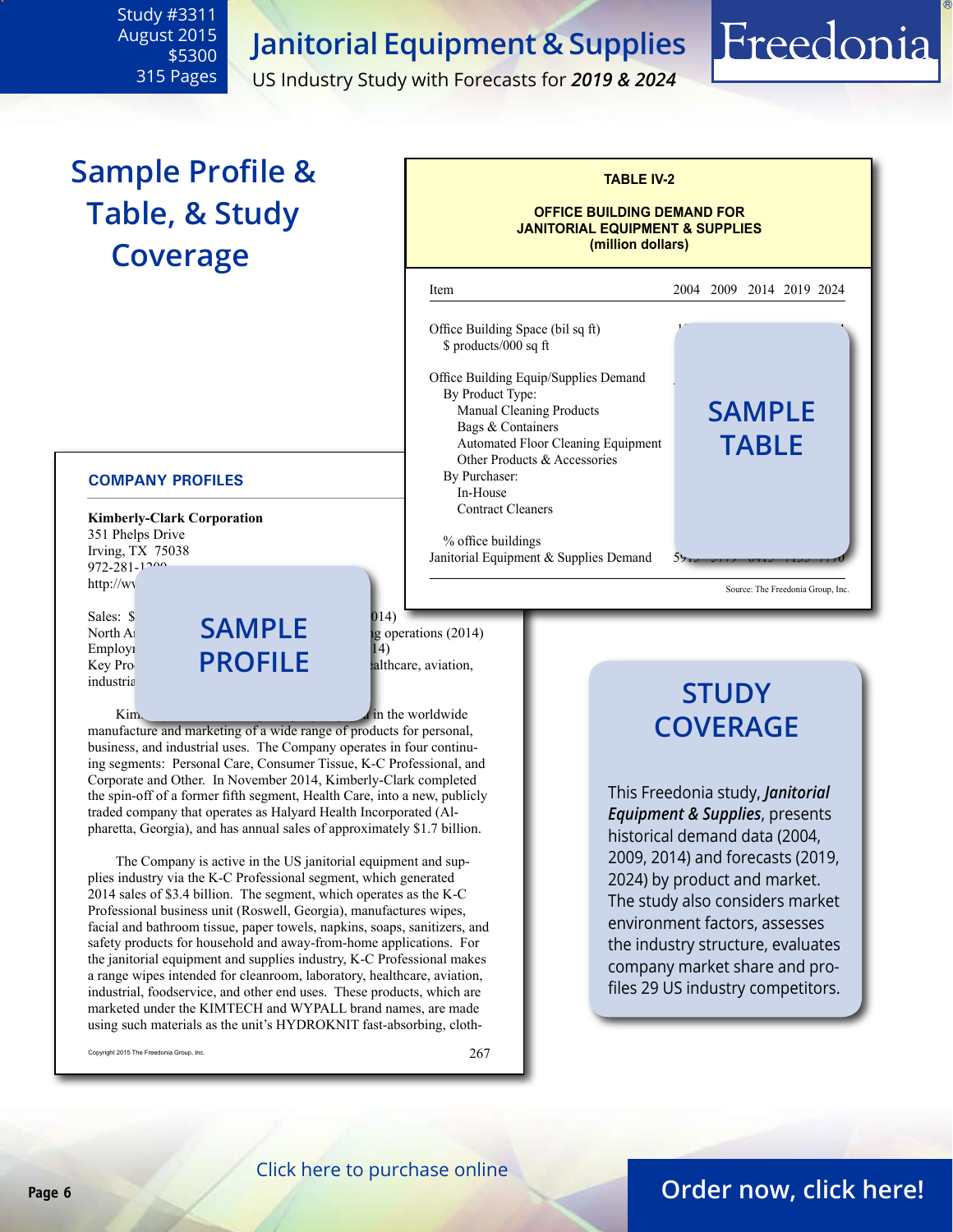# Sample Profile & Table, & Study Coverage

**TABLE IV-2**

**OFFICE BUILDING DEMAND FOR JANITORIAL EQUIPMENT & SUPPLIES (million dollars)**

| Item | 2004 | 2009 | 2014 | 2019 | 2024 |
|---|---|---|---|---|---|
| Office Building Space (bil sq ft) | | | | | |
| $ products/000 sq ft | | | | | |
| Office Building Equip/Supplies Demand | | | | | |
| By Product Type: | | | | | |
| Manual Cleaning Products | | | | | |
| Bags & Containers | | | | | |
| Automated Floor Cleaning Equipment | | | | | |
| Other Products & Accessories | | | | | |
| By Purchaser: | | | | | |
| In-House | | | | | |
| Contract Cleaners | | | | | |
| % office buildings | | | | | |
| Janitorial Equipment & Supplies Demand | | | | | |

SAMPLE TABLE

Source: The Freedonia Group, Inc.

**COMPANY PROFILES**

**Kimberly-Clark Corporation**
351 Phelps Drive
Irving, TX 75038
972-281-1200
http://ww

SAMPLE PROFILE

Sales: $ ... 014)
North A... g operations (2014)
Employ... 14)
Key Pro... althcare, aviation,
industria

Kim... in the worldwide manufacture and marketing of a wide range of products for personal, business, and industrial uses. The Company operates in four continuing segments: Personal Care, Consumer Tissue, K-C Professional, and Corporate and Other. In November 2014, Kimberly-Clark completed the spin-off of a former fifth segment, Health Care, into a new, publicly traded company that operates as Halyard Health Incorporated (Alpharetta, Georgia), and has annual sales of approximately $1.7 billion.

The Company is active in the US janitorial equipment and supplies industry via the K-C Professional segment, which generated 2014 sales of $3.4 billion. The segment, which operates as the K-C Professional business unit (Roswell, Georgia), manufactures wipes, facial and bathroom tissue, paper towels, napkins, soaps, sanitizers, and safety products for household and away-from-home applications. For the janitorial equipment and supplies industry, K-C Professional makes a range wipes intended for cleanroom, laboratory, healthcare, aviation, industrial, foodservice, and other end uses. These products, which are marketed under the KIMTECH and WYPALL brand names, are made using such materials as the unit's HYDROKNIT fast-absorbing, cloth-

Copyright 2015 The Freedonia Group, Inc. 267

## STUDY COVERAGE

This Freedonia study, ***Janitorial Equipment & Supplies***, presents historical demand data (2004, 2009, 2014) and forecasts (2019, 2024) by product and market. The study also considers market environment factors, assesses the industry structure, evaluates company market share and profiles 29 US industry competitors.

Click here to purchase online

Order now, click here!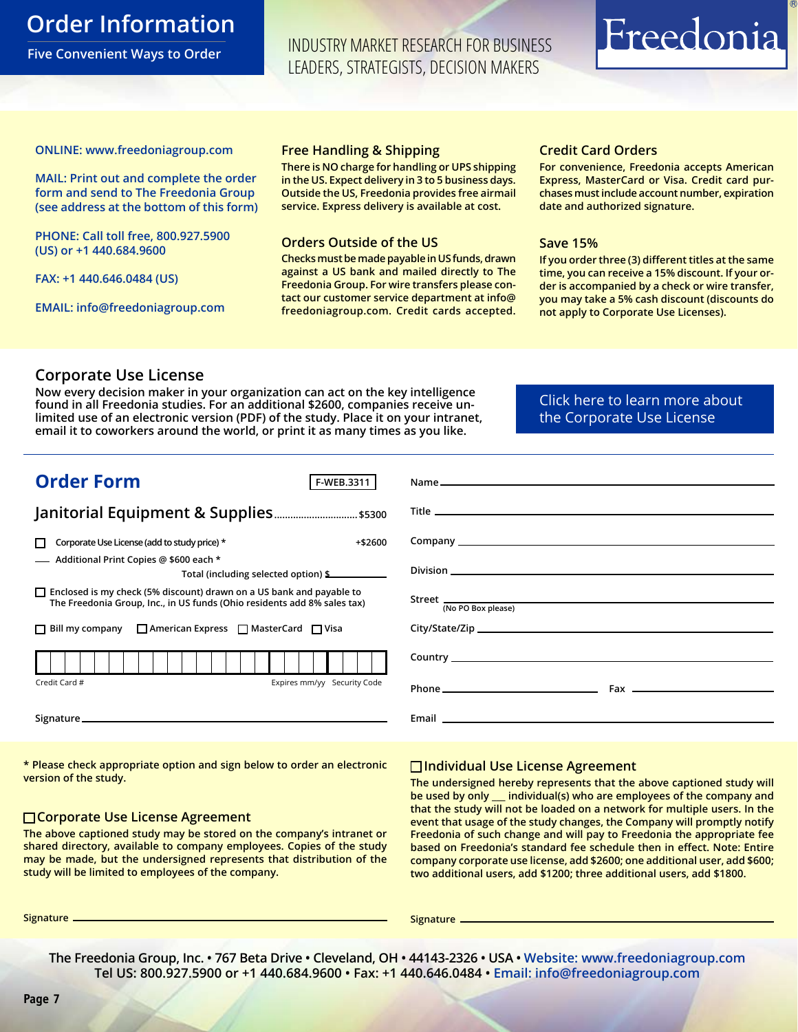# Order Information

Five Convenient Ways to Order

INDUSTRY MARKET RESEARCH FOR BUSINESS LEADERS, STRATEGISTS, DECISION MAKERS

Freedonia®

ONLINE: www.freedoniagroup.com

MAIL: Print out and complete the order form and send to The Freedonia Group (see address at the bottom of this form)

PHONE: Call toll free, 800.927.5900 (US) or +1 440.684.9600

FAX: +1 440.646.0484 (US)

EMAIL: info@freedoniagroup.com

### Free Handling & Shipping

There is NO charge for handling or UPS shipping in the US. Expect delivery in 3 to 5 business days. Outside the US, Freedonia provides free airmail service. Express delivery is available at cost.

### Orders Outside of the US

Checks must be made payable in US funds, drawn against a US bank and mailed directly to The Freedonia Group. For wire transfers please contact our customer service department at info@freedoniagroup.com. Credit cards accepted.

### Credit Card Orders

For convenience, Freedonia accepts American Express, MasterCard or Visa. Credit card purchases must include account number, expiration date and authorized signature.

### Save 15%

If you order three (3) different titles at the same time, you can receive a 15% discount. If your order is accompanied by a check or wire transfer, you may take a 5% cash discount (discounts do not apply to Corporate Use Licenses).

## Corporate Use License

Now every decision maker in your organization can act on the key intelligence found in all Freedonia studies. For an additional $2600, companies receive unlimited use of an electronic version (PDF) of the study. Place it on your intranet, email it to coworkers around the world, or print it as many times as you like.

Click here to learn more about the Corporate Use License

## Order Form

F-WEB.3311

**Janitorial Equipment & Supplies** .............................. $5300

☐ Corporate Use License (add to study price) * +$2600

___ Additional Print Copies @ $600 each *

Total (including selected option) $________

☐ Enclosed is my check (5% discount) drawn on a US bank and payable to The Freedonia Group, Inc., in US funds (Ohio residents add 8% sales tax)

☐ Bill my company ☐ American Express ☐ MasterCard ☐ Visa

Credit Card # ________ Expires mm/yy ________ Security Code ________

Signature ________

Name ________

Title ________

Company ________

Division ________

Street ________ (No PO Box please)

City/State/Zip ________

Country ________

Phone ________ Fax ________

Email ________

\* Please check appropriate option and sign below to order an electronic version of the study.

### ☐ Corporate Use License Agreement

The above captioned study may be stored on the company's intranet or shared directory, available to company employees. Copies of the study may be made, but the undersigned represents that distribution of the study will be limited to employees of the company.

Signature ________

### ☐ Individual Use License Agreement

The undersigned hereby represents that the above captioned study will be used by only ___ individual(s) who are employees of the company and that the study will not be loaded on a network for multiple users. In the event that usage of the study changes, the Company will promptly notify Freedonia of such change and will pay to Freedonia the appropriate fee based on Freedonia's standard fee schedule then in effect. Note: Entire company corporate use license, add $2600; one additional user, add $600; two additional users, add $1200; three additional users, add $1800.

Signature ________

The Freedonia Group, Inc. • 767 Beta Drive • Cleveland, OH • 44143-2326 • USA • Website: www.freedoniagroup.com
Tel US: 800.927.5900 or +1 440.684.9600 • Fax: +1 440.646.0484 • Email: info@freedoniagroup.com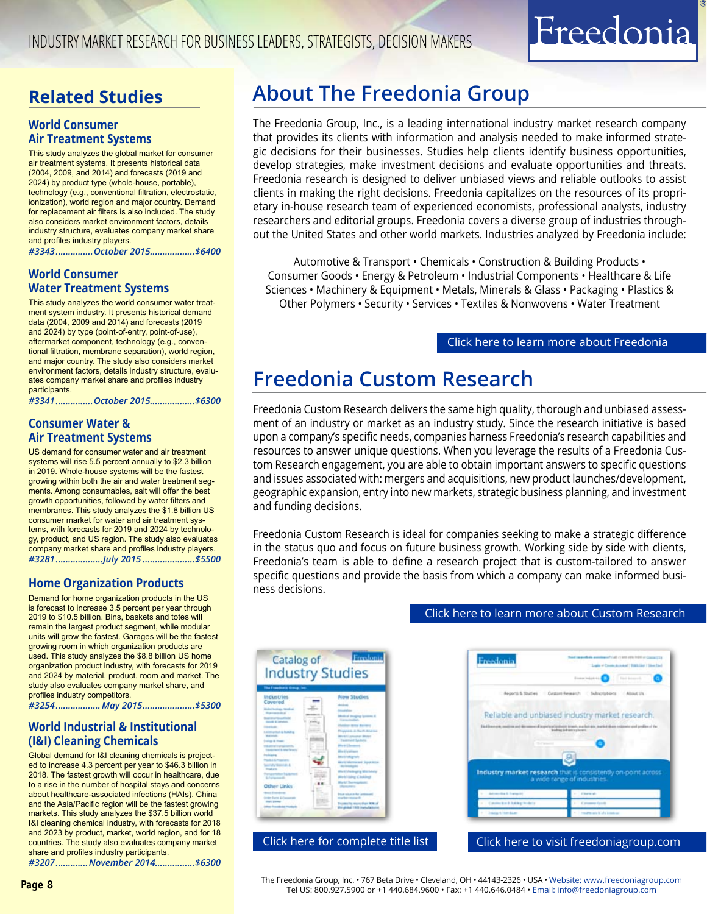## Related Studies

### World Consumer Air Treatment Systems

This study analyzes the global market for consumer air treatment systems. It presents historical data (2004, 2009, and 2014) and forecasts (2019 and 2024) by product type (whole-house, portable), technology (e.g., conventional filtration, electrostatic, ionization), world region and major country. Demand for replacement air filters is also included. The study also considers market environment factors, details industry structure, evaluates company market share and profiles industry players.

*#3343..............October 2015.................$6400*

### World Consumer Water Treatment Systems

This study analyzes the world consumer water treatment system industry. It presents historical demand data (2004, 2009 and 2014) and forecasts (2019 and 2024) by type (point-of-entry, point-of-use), aftermarket component, technology (e.g., conventional filtration, membrane separation), world region, and major country. The study also considers market environment factors, details industry structure, evaluates company market share and profiles industry participants.

*#3341..............October 2015.................$6300*

### Consumer Water & Air Treatment Systems

US demand for consumer water and air treatment systems will rise 5.5 percent annually to $2.3 billion in 2019. Whole-house systems will be the fastest growing within both the air and water treatment segments. Among consumables, salt will offer the best growth opportunities, followed by water filters and membranes. This study analyzes the $1.8 billion US consumer market for water and air treatment systems, with forecasts for 2019 and 2024 by technology, product, and US region. The study also evaluates company market share and profiles industry players.

*#3281..................July 2015....................$5500*

### Home Organization Products

Demand for home organization products in the US is forecast to increase 3.5 percent per year through 2019 to $10.5 billion. Bins, baskets and totes will remain the largest product segment, while modular units will grow the fastest. Garages will be the fastest growing room in which organization products are used. This study analyzes the $8.8 billion US home organization product industry, with forecasts for 2019 and 2024 by material, product, room and market. The study also evaluates company market share, and profiles industry competitors.

*#3254.................May 2015....................$5300*

### World Industrial & Institutional (I&I) Cleaning Chemicals

Global demand for I&I cleaning chemicals is projected to increase 4.3 percent per year to $46.3 billion in 2018. The fastest growth will occur in healthcare, due to a rise in the number of hospital stays and concerns about healthcare-associated infections (HAIs). China and the Asia/Pacific region will be the fastest growing markets. This study analyzes the $37.5 billion world I&I cleaning chemical industry, with forecasts for 2018 and 2023 by product, market, world region, and for 18 countries. The study also evaluates company market share and profiles industry participants.

*#3207............November 2014...............$6300*

## About The Freedonia Group

The Freedonia Group, Inc., is a leading international industry market research company that provides its clients with information and analysis needed to make informed strategic decisions for their businesses. Studies help clients identify business opportunities, develop strategies, make investment decisions and evaluate opportunities and threats. Freedonia research is designed to deliver unbiased views and reliable outlooks to assist clients in making the right decisions. Freedonia capitalizes on the resources of its proprietary in-house research team of experienced economists, professional analysts, industry researchers and editorial groups. Freedonia covers a diverse group of industries throughout the United States and other world markets. Industries analyzed by Freedonia include:

Automotive & Transport • Chemicals • Construction & Building Products • Consumer Goods • Energy & Petroleum • Industrial Components • Healthcare & Life Sciences • Machinery & Equipment • Metals, Minerals & Glass • Packaging • Plastics & Other Polymers • Security • Services • Textiles & Nonwovens • Water Treatment

Click here to learn more about Freedonia

## Freedonia Custom Research

Freedonia Custom Research delivers the same high quality, thorough and unbiased assessment of an industry or market as an industry study. Since the research initiative is based upon a company's specific needs, companies harness Freedonia's research capabilities and resources to answer unique questions. When you leverage the results of a Freedonia Custom Research engagement, you are able to obtain important answers to specific questions and issues associated with: mergers and acquisitions, new product launches/development, geographic expansion, entry into new markets, strategic business planning, and investment and funding decisions.

Freedonia Custom Research is ideal for companies seeking to make a strategic difference in the status quo and focus on future business growth. Working side by side with clients, Freedonia's team is able to define a research project that is custom-tailored to answer specific questions and provide the basis from which a company can make informed business decisions.

Click here to learn more about Custom Research

Click here for complete title list

Click here to visit freedoniagroup.com

The Freedonia Group, Inc. • 767 Beta Drive • Cleveland, OH • 44143-2326 • USA • Website: www.freedoniagroup.com
Tel US: 800.927.5900 or +1 440.684.9600 • Fax: +1 440.646.0484 • Email: info@freedoniagroup.com